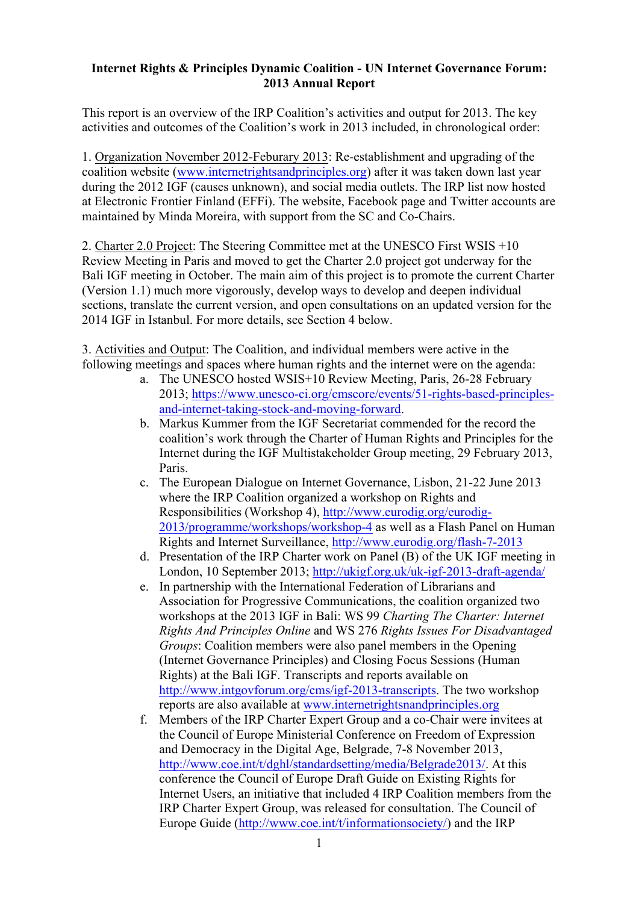**Internet Rights & Principles Dynamic Coalition - UN Internet Governance Forum: 2013 Annual Report**

This report is an overview of the IRP Coalition's activities and output for 2013. The key activities and outcomes of the Coalition's work in 2013 included, in chronological order:

1. Organization November 2012-Feburary 2013: Re-establishment and upgrading of the coalition website (www.internetrightsandprinciples.org) after it was taken down last year during the 2012 IGF (causes unknown), and social media outlets. The IRP list now hosted at Electronic Frontier Finland (EFFi). The website, Facebook page and Twitter accounts are maintained by Minda Moreira, with support from the SC and Co-Chairs.

2. Charter 2.0 Project: The Steering Committee met at the UNESCO First WSIS +10 Review Meeting in Paris and moved to get the Charter 2.0 project got underway for the Bali IGF meeting in October. The main aim of this project is to promote the current Charter (Version 1.1) much more vigorously, develop ways to develop and deepen individual sections, translate the current version, and open consultations on an updated version for the 2014 IGF in Istanbul. For more details, see Section 4 below.

3. Activities and Output: The Coalition, and individual members were active in the following meetings and spaces where human rights and the internet were on the agenda:

   a. The UNESCO hosted WSIS+10 Review Meeting, Paris, 26-28 February 2013; https://www.unesco-ci.org/cmscore/events/51-rights-based-principles-and-internet-taking-stock-and-moving-forward.
   b. Markus Kummer from the IGF Secretariat commended for the record the coalition's work through the Charter of Human Rights and Principles for the Internet during the IGF Multistakeholder Group meeting, 29 February 2013, Paris.
   c. The European Dialogue on Internet Governance, Lisbon, 21-22 June 2013 where the IRP Coalition organized a workshop on Rights and Responsibilities (Workshop 4), http://www.eurodig.org/eurodig-2013/programme/workshops/workshop-4 as well as a Flash Panel on Human Rights and Internet Surveillance, http://www.eurodig.org/flash-7-2013
   d. Presentation of the IRP Charter work on Panel (B) of the UK IGF meeting in London, 10 September 2013; http://ukigf.org.uk/uk-igf-2013-draft-agenda/
   e. In partnership with the International Federation of Librarians and Association for Progressive Communications, the coalition organized two workshops at the 2013 IGF in Bali: WS 99 *Charting The Charter: Internet Rights And Principles Online* and WS 276 *Rights Issues For Disadvantaged Groups*: Coalition members were also panel members in the Opening (Internet Governance Principles) and Closing Focus Sessions (Human Rights) at the Bali IGF. Transcripts and reports available on http://www.intgovforum.org/cms/igf-2013-transcripts. The two workshop reports are also available at www.internetrightsnandprinciples.org
   f. Members of the IRP Charter Expert Group and a co-Chair were invitees at the Council of Europe Ministerial Conference on Freedom of Expression and Democracy in the Digital Age, Belgrade, 7-8 November 2013, http://www.coe.int/t/dghl/standardsetting/media/Belgrade2013/. At this conference the Council of Europe Draft Guide on Existing Rights for Internet Users, an initiative that included 4 IRP Coalition members from the IRP Charter Expert Group, was released for consultation. The Council of Europe Guide (http://www.coe.int/t/informationsociety/) and the IRP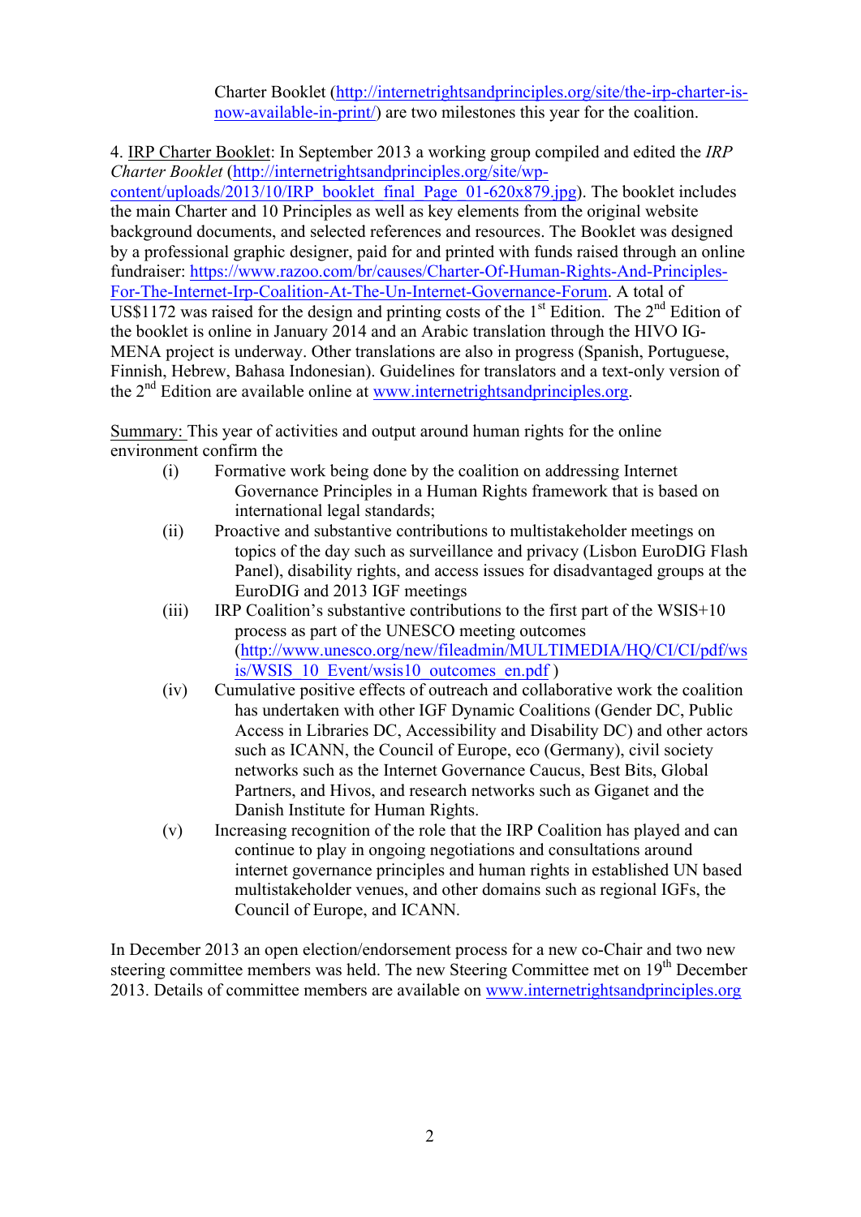Charter Booklet (http://internetrightsandprinciples.org/site/the-irp-charter-is-now-available-in-print/) are two milestones this year for the coalition.

4. IRP Charter Booklet: In September 2013 a working group compiled and edited the *IRP Charter Booklet* (http://internetrightsandprinciples.org/site/wp-content/uploads/2013/10/IRP_booklet_final_Page_01-620x879.jpg). The booklet includes the main Charter and 10 Principles as well as key elements from the original website background documents, and selected references and resources. The Booklet was designed by a professional graphic designer, paid for and printed with funds raised through an online fundraiser: https://www.razoo.com/br/causes/Charter-Of-Human-Rights-And-Principles-For-The-Internet-Irp-Coalition-At-The-Un-Internet-Governance-Forum. A total of US$1172 was raised for the design and printing costs of the 1st Edition. The 2nd Edition of the booklet is online in January 2014 and an Arabic translation through the HIVO IG-MENA project is underway. Other translations are also in progress (Spanish, Portuguese, Finnish, Hebrew, Bahasa Indonesian). Guidelines for translators and a text-only version of the 2nd Edition are available online at www.internetrightsandprinciples.org.

Summary: This year of activities and output around human rights for the online environment confirm the

(i) Formative work being done by the coalition on addressing Internet Governance Principles in a Human Rights framework that is based on international legal standards;

(ii) Proactive and substantive contributions to multistakeholder meetings on topics of the day such as surveillance and privacy (Lisbon EuroDIG Flash Panel), disability rights, and access issues for disadvantaged groups at the EuroDIG and 2013 IGF meetings

(iii) IRP Coalition's substantive contributions to the first part of the WSIS+10 process as part of the UNESCO meeting outcomes (http://www.unesco.org/new/fileadmin/MULTIMEDIA/HQ/CI/CI/pdf/wsis/WSIS_10_Event/wsis10_outcomes_en.pdf )

(iv) Cumulative positive effects of outreach and collaborative work the coalition has undertaken with other IGF Dynamic Coalitions (Gender DC, Public Access in Libraries DC, Accessibility and Disability DC) and other actors such as ICANN, the Council of Europe, eco (Germany), civil society networks such as the Internet Governance Caucus, Best Bits, Global Partners, and Hivos, and research networks such as Giganet and the Danish Institute for Human Rights.

(v) Increasing recognition of the role that the IRP Coalition has played and can continue to play in ongoing negotiations and consultations around internet governance principles and human rights in established UN based multistakeholder venues, and other domains such as regional IGFs, the Council of Europe, and ICANN.

In December 2013 an open election/endorsement process for a new co-Chair and two new steering committee members was held. The new Steering Committee met on 19th December 2013. Details of committee members are available on www.internetrightsandprinciples.org